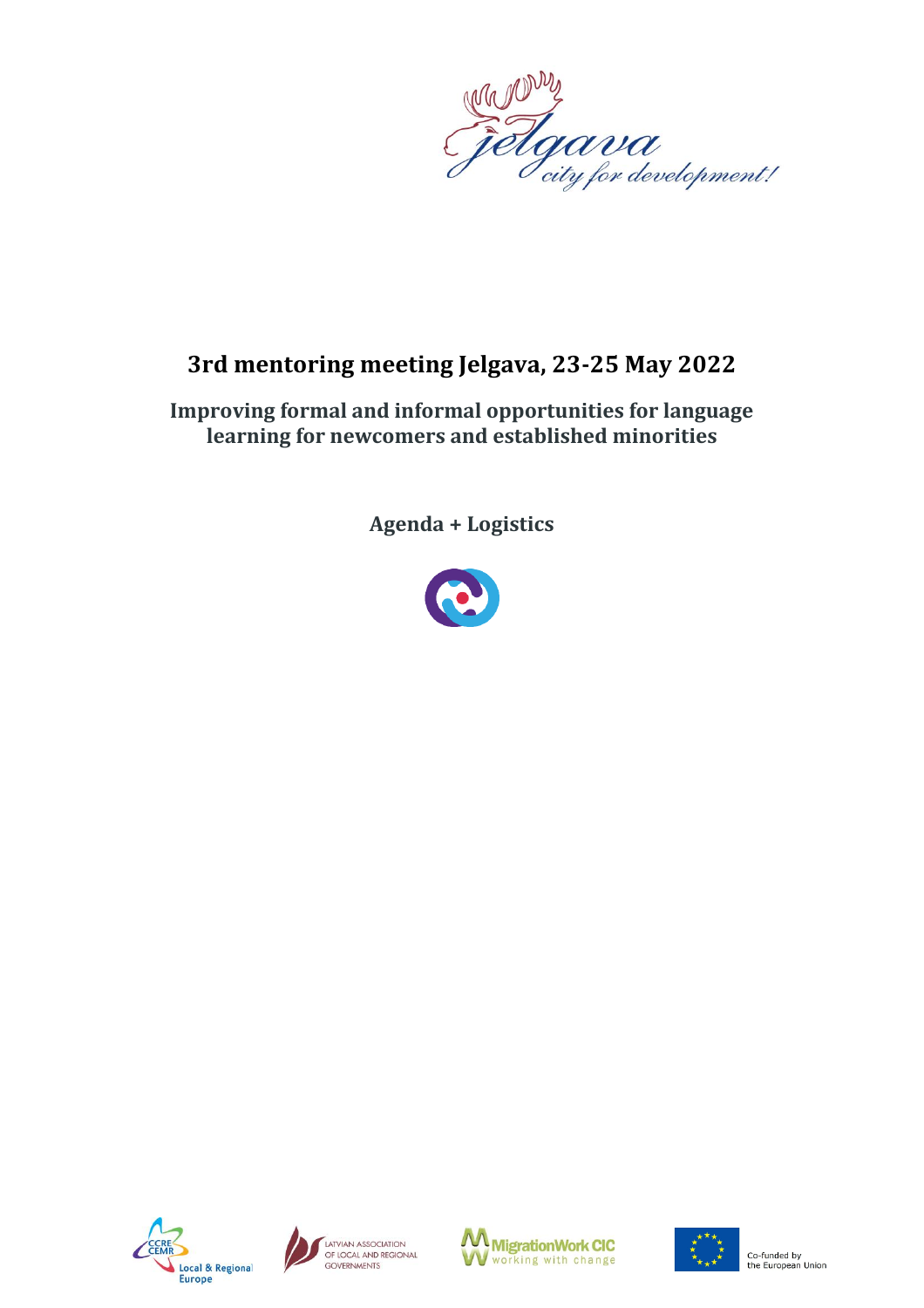jelgava
city for development!

# 3rd mentoring meeting Jelgava, 23-25 May 2022

## Improving formal and informal opportunities for language learning for newcomers and established minorities

## Agenda + Logistics

CCRE CEMR Local & Regional Europe

Latvian Association of Local and Regional Governments

MigrationWork CIC working with change

Co-funded by the European Union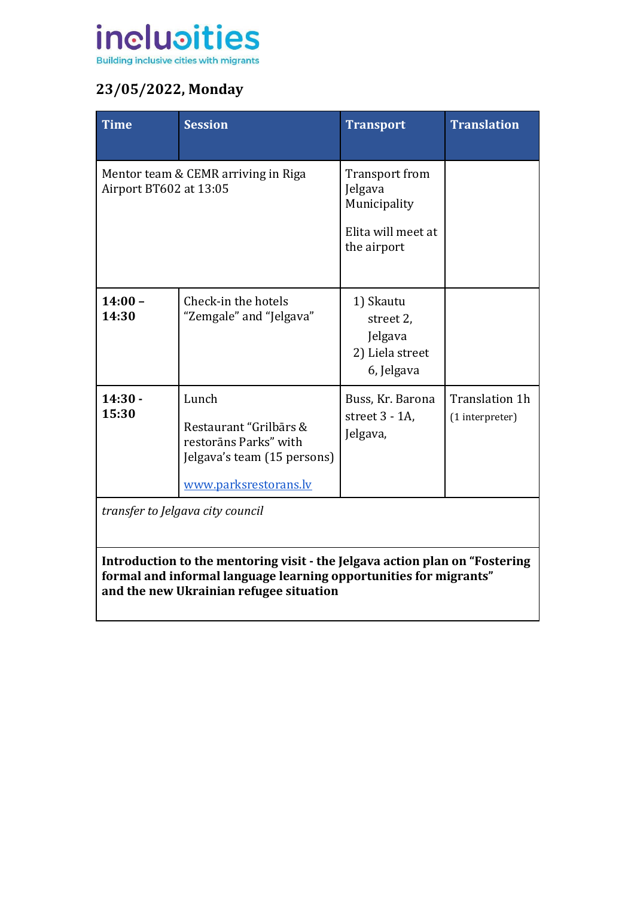## 23/05/2022, Monday

| Time | Session | Transport | Translation |
|---|---|---|---|
| Mentor team & CEMR arriving in Riga Airport BT602 at 13:05 | | Transport from Jelgava Municipality<br><br>Elita will meet at the airport | |
| **14:00 – 14:30** | Check-in the hotels "Zemgale" and "Jelgava" | 1) Skautu street 2, Jelgava<br>2) Liela street 6, Jelgava | |
| **14:30 - 15:30** | Lunch<br><br>Restaurant "Grilbārs & restorāns Parks" with Jelgava's team (15 persons)<br><br>[www.parksrestorans.lv](http://www.parksrestorans.lv) | Buss, Kr. Barona street 3 - 1A, Jelgava, | Translation 1h (1 interpreter) |
| *transfer to Jelgava city council* | | | |
| **Introduction to the mentoring visit - the Jelgava action plan on "Fostering formal and informal language learning opportunities for migrants" and the new Ukrainian refugee situation** | | | |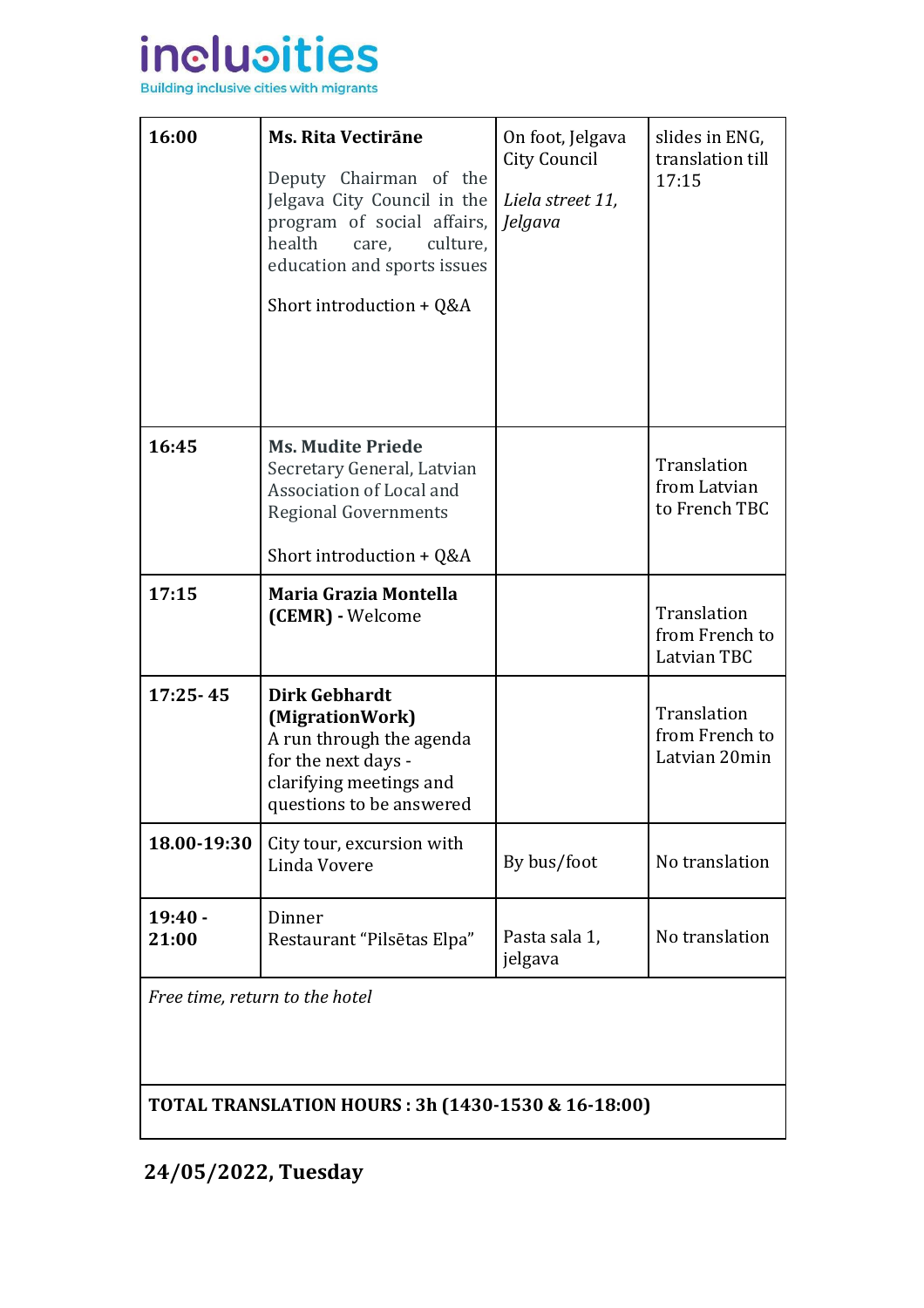| 16:00 | **Ms. Rita Vectirāne**<br><br>Deputy Chairman of the Jelgava City Council in the program of social affairs, health care, culture, education and sports issues<br><br>Short introduction + Q&A | On foot, Jelgava City Council<br><br>*Liela street 11, Jelgava* | slides in ENG, translation till 17:15 |
|---|---|---|---|
| **16:45** | **Ms. Mudite Priede**<br>Secretary General, Latvian Association of Local and Regional Governments<br><br>Short introduction + Q&A | | Translation from Latvian to French TBC |
| **17:15** | **Maria Grazia Montella (CEMR) -** Welcome | | Translation from French to Latvian TBC |
| **17:25- 45** | **Dirk Gebhardt (MigrationWork)**<br>A run through the agenda for the next days - clarifying meetings and questions to be answered | | Translation from French to Latvian 20min |
| **18.00-19:30** | City tour, excursion with Linda Vovere | By bus/foot | No translation |
| **19:40 - 21:00** | Dinner<br>Restaurant "Pilsētas Elpa" | Pasta sala 1, jelgava | No translation |
| *Free time, return to the hotel* | | | |
| **TOTAL TRANSLATION HOURS : 3h (1430-1530 & 16-18:00)** | | | |

## 24/05/2022, Tuesday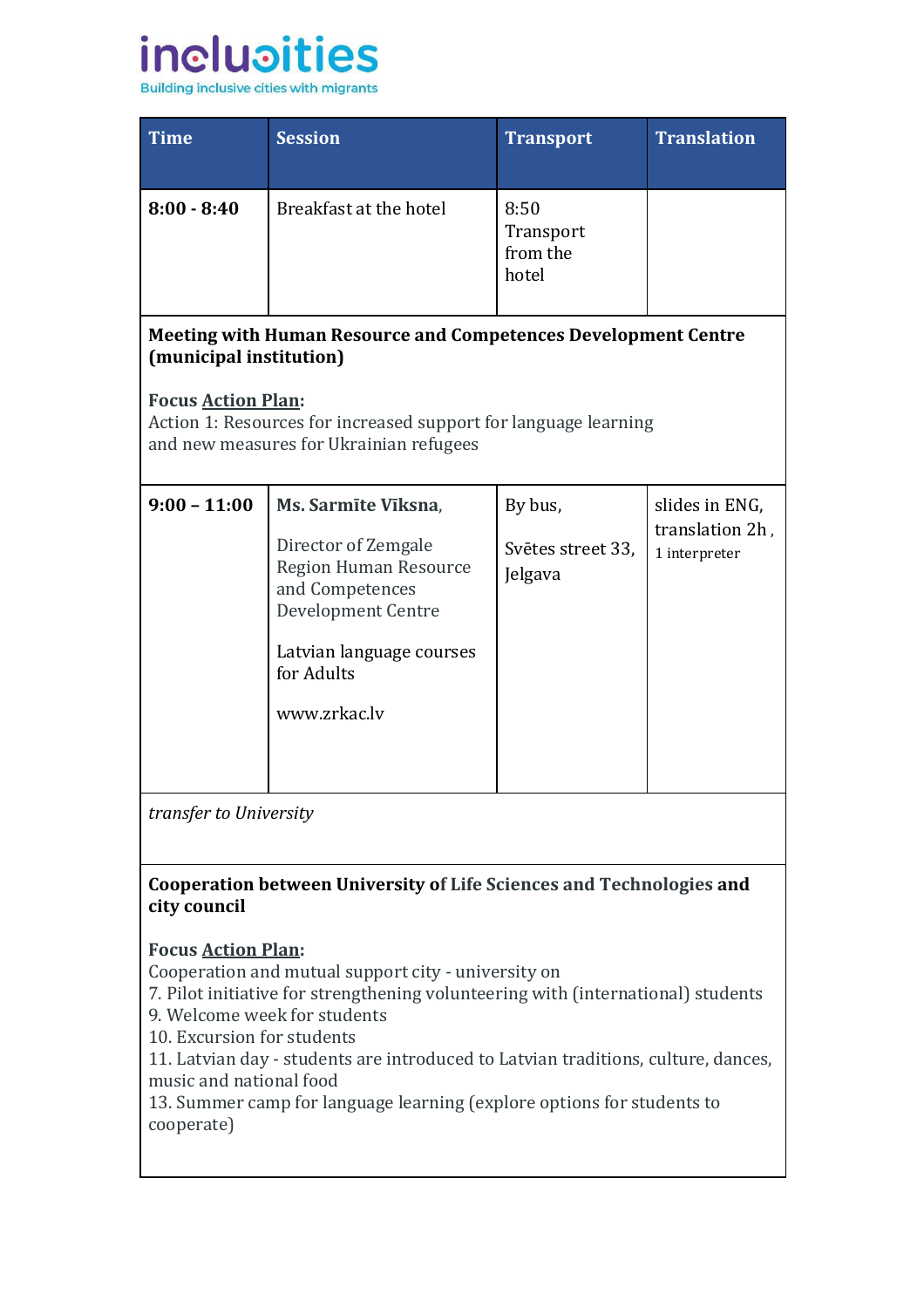| Time | Session | Transport | Translation |
|---|---|---|---|
| **8:00 - 8:40** | Breakfast at the hotel | 8:50 Transport from the hotel | |
| **Meeting with Human Resource and Competences Development Centre (municipal institution)**<br><br>**Focus Action Plan:**<br>Action 1: Resources for increased support for language learning and new measures for Ukrainian refugees | | | |
| **9:00 – 11:00** | **Ms. Sarmīte Vīksna**,<br><br>Director of Zemgale Region Human Resource and Competences Development Centre<br><br>Latvian language courses for Adults<br><br>www.zrkac.lv | By bus,<br><br>Svētes street 33, Jelgava | slides in ENG, translation 2h , 1 interpreter |
| *transfer to University* | | | |
| **Cooperation between University of Life Sciences and Technologies and city council**<br><br>**Focus Action Plan:**<br>Cooperation and mutual support city - university on<br>7. Pilot initiative for strengthening volunteering with (international) students<br>9. Welcome week for students<br>10. Excursion for students<br>11. Latvian day - students are introduced to Latvian traditions, culture, dances, music and national food<br>13. Summer camp for language learning (explore options for students to cooperate) | | | |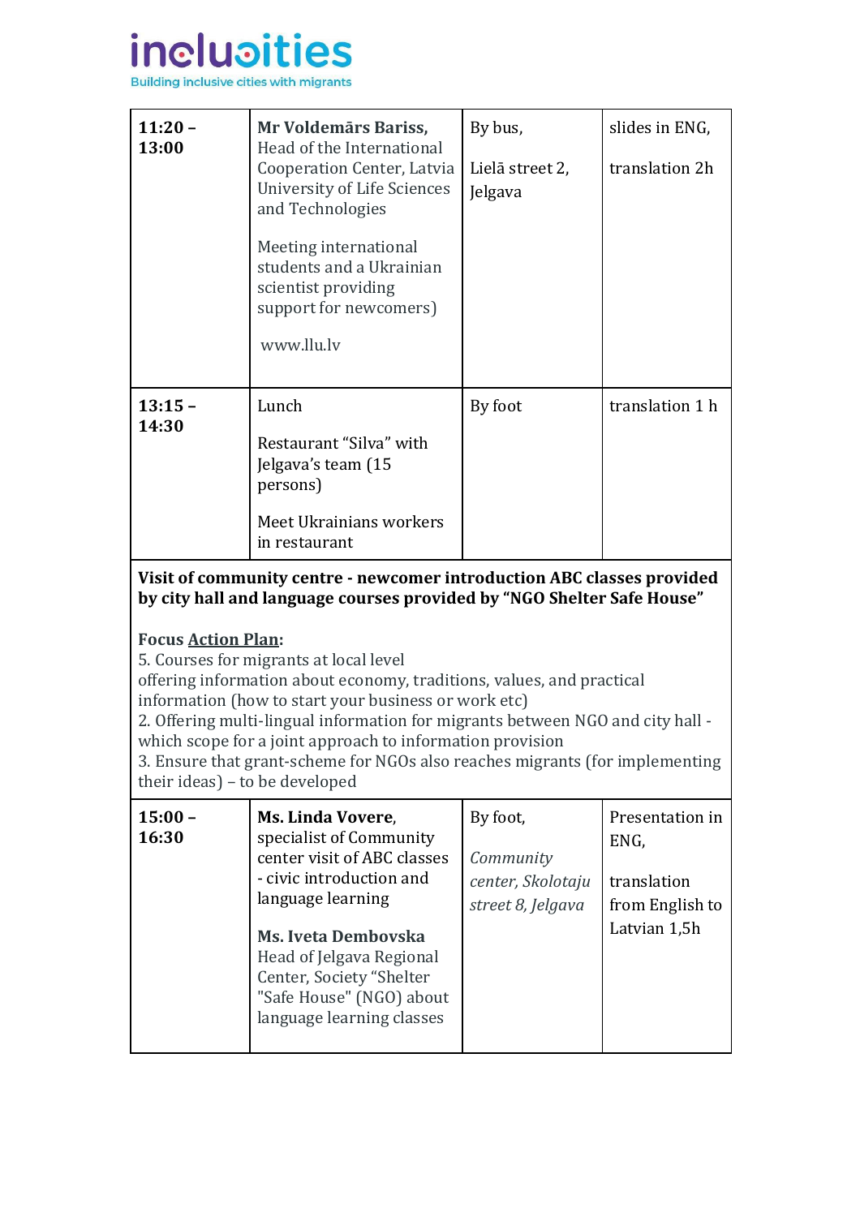| | | | |
|---|---|---|---|
| **11:20 – 13:00** | **Mr Voldemārs Bariss**, Head of the International Cooperation Center, Latvia University of Life Sciences and Technologies<br><br>Meeting international students and a Ukrainian scientist providing support for newcomers)<br><br>www.llu.lv | By bus,<br><br>Lielā street 2, Jelgava | slides in ENG,<br><br>translation 2h |
| **13:15 – 14:30** | Lunch<br><br>Restaurant "Silva" with Jelgava's team (15 persons)<br><br>Meet Ukrainians workers in restaurant | By foot | translation 1 h |

**Visit of community centre - newcomer introduction ABC classes provided by city hall and language courses provided by "NGO Shelter Safe House"**

**Focus Action Plan:**
5. Courses for migrants at local level
offering information about economy, traditions, values, and practical information (how to start your business or work etc)
2. Offering multi-lingual information for migrants between NGO and city hall - which scope for a joint approach to information provision
3. Ensure that grant-scheme for NGOs also reaches migrants (for implementing their ideas) – to be developed

| | | | |
|---|---|---|---|
| **15:00 – 16:30** | **Ms. Linda Vovere**, specialist of Community center visit of ABC classes - civic introduction and language learning<br><br>**Ms. Iveta Dembovska** Head of Jelgava Regional Center, Society "Shelter "Safe House" (NGO) about language learning classes | By foot,<br><br>*Community center, Skolotaju street 8, Jelgava* | Presentation in ENG,<br><br>translation from English to Latvian 1,5h |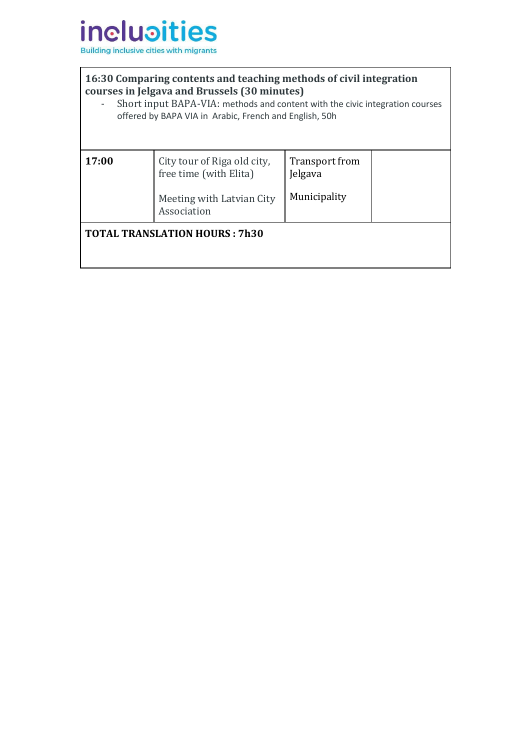**16:30 Comparing contents and teaching methods of civil integration courses in Jelgava and Brussels (30 minutes)**

- Short input BAPA-VIA: methods and content with the civic integration courses offered by BAPA VIA in Arabic, French and English, 50h

| **17:00** | City tour of Riga old city, free time (with Elita)<br><br>Meeting with Latvian City Association | Transport from Jelgava<br><br>Municipality | |
|---|---|---|---|

**TOTAL TRANSLATION HOURS : 7h30**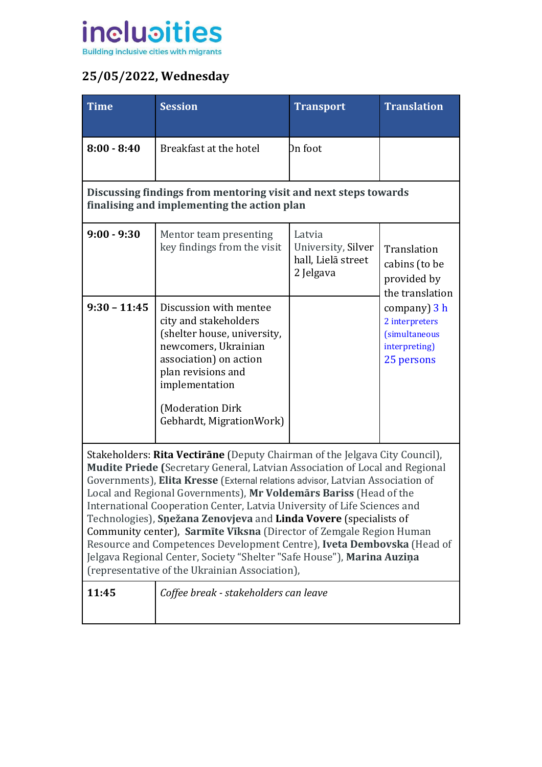## 25/05/2022, Wednesday

| Time | Session | Transport | Translation |
|---|---|---|---|
| **8:00 - 8:40** | Breakfast at the hotel | On foot | |
| **Discussing findings from mentoring visit and next steps towards finalising and implementing the action plan** | | | |
| **9:00 - 9:30** | Mentor team presenting key findings from the visit | Latvia University, Silver hall, Lielā street 2 Jelgava | Translation cabins (to be provided by the translation company) 3 h 2 interpreters (simultaneous interpreting) 25 persons |
| **9:30 – 11:45** | Discussion with mentee city and stakeholders (shelter house, university, newcomers, Ukrainian association) on action plan revisions and implementation<br><br>(Moderation Dirk Gebhardt, MigrationWork) | | |
| Stakeholders: **Rita Vectirāne** (Deputy Chairman of the Jelgava City Council), **Mudite Priede** (Secretary General, Latvian Association of Local and Regional Governments), **Elita Kresse** (External relations advisor, Latvian Association of Local and Regional Governments), **Mr Voldemārs Bariss** (Head of the International Cooperation Center, Latvia University of Life Sciences and Technologies), **Sņežana Zenovjeva** and **Linda Vovere** (specialists of Community center), **Sarmīte Vīksna** (Director of Zemgale Region Human Resource and Competences Development Centre), **Iveta Dembovska** (Head of Jelgava Regional Center, Society "Shelter "Safe House"), **Marina Auziņa** (representative of the Ukrainian Association), | | | |
| **11:45** | *Coffee break - stakeholders can leave* | | |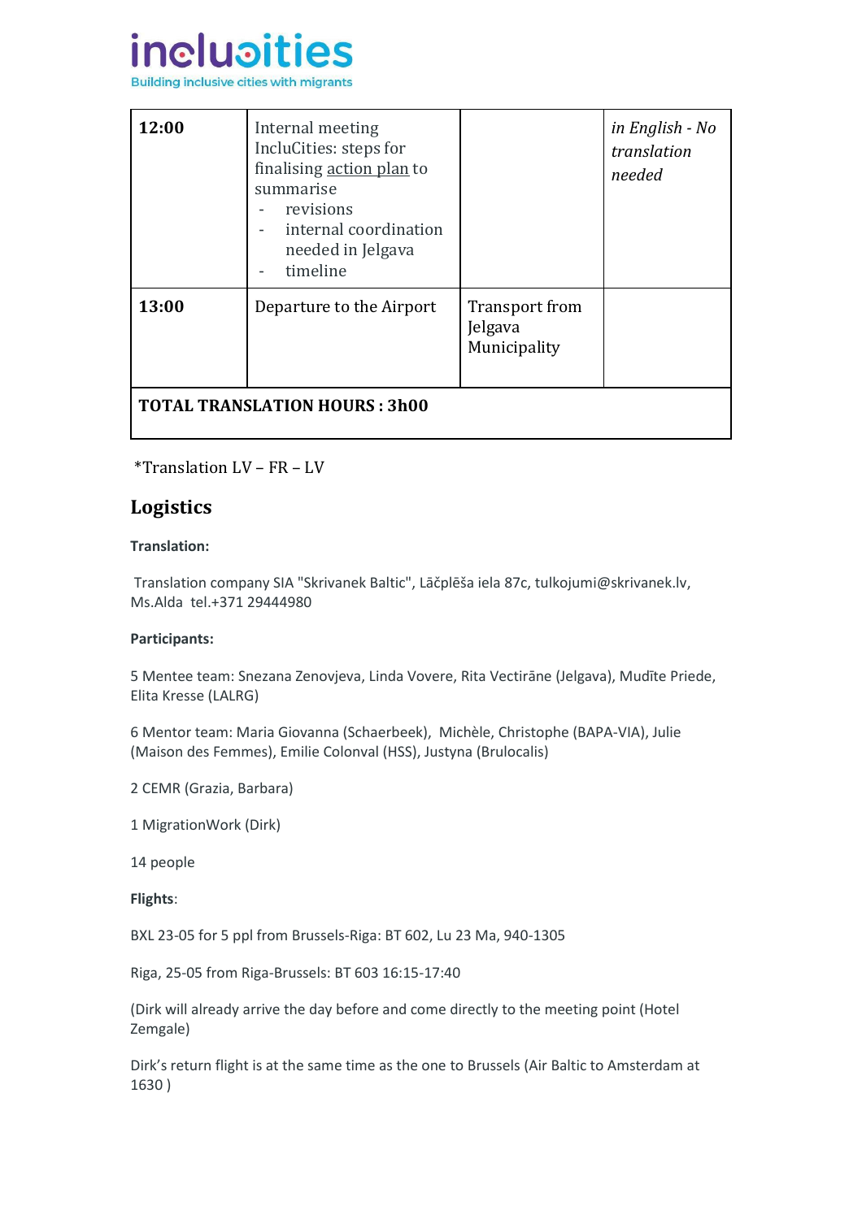| 12:00 | Internal meeting IncluCities: steps for finalising action plan to summarise<br>- revisions<br>- internal coordination needed in Jelgava<br>- timeline | | *in English - No translation needed* |
|---|---|---|---|
| 13:00 | Departure to the Airport | Transport from Jelgava Municipality | |
| **TOTAL TRANSLATION HOURS : 3h00** | | | |

*Translation LV – FR – LV

## Logistics

**Translation:**

Translation company SIA "Skrivanek Baltic", Lāčplēša iela 87c, tulkojumi@skrivanek.lv, Ms.Alda tel.+371 29444980

**Participants:**

5 Mentee team: Snezana Zenovjeva, Linda Vovere, Rita Vectirāne (Jelgava), Mudīte Priede, Elita Kresse (LALRG)

6 Mentor team: Maria Giovanna (Schaerbeek), Michèle, Christophe (BAPA-VIA), Julie (Maison des Femmes), Emilie Colonval (HSS), Justyna (Brulocalis)

2 CEMR (Grazia, Barbara)

1 MigrationWork (Dirk)

14 people

**Flights**:

BXL 23-05 for 5 ppl from Brussels-Riga: BT 602, Lu 23 Ma, 940-1305

Riga, 25-05 from Riga-Brussels: BT 603 16:15-17:40

(Dirk will already arrive the day before and come directly to the meeting point (Hotel Zemgale)

Dirk's return flight is at the same time as the one to Brussels (Air Baltic to Amsterdam at 1630 )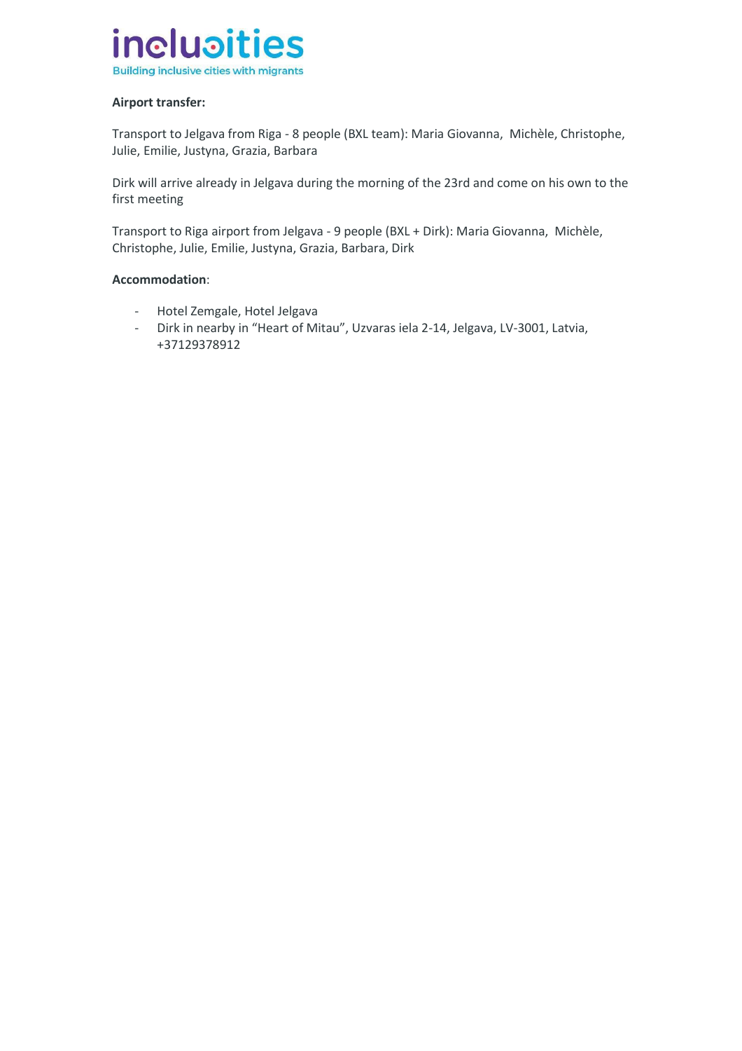**Airport transfer:**

Transport to Jelgava from Riga - 8 people (BXL team): Maria Giovanna, Michèle, Christophe, Julie, Emilie, Justyna, Grazia, Barbara

Dirk will arrive already in Jelgava during the morning of the 23rd and come on his own to the first meeting

Transport to Riga airport from Jelgava - 9 people (BXL + Dirk): Maria Giovanna, Michèle, Christophe, Julie, Emilie, Justyna, Grazia, Barbara, Dirk

**Accommodation**:

- Hotel Zemgale, Hotel Jelgava
- Dirk in nearby in "Heart of Mitau", Uzvaras iela 2-14, Jelgava, LV-3001, Latvia, +37129378912